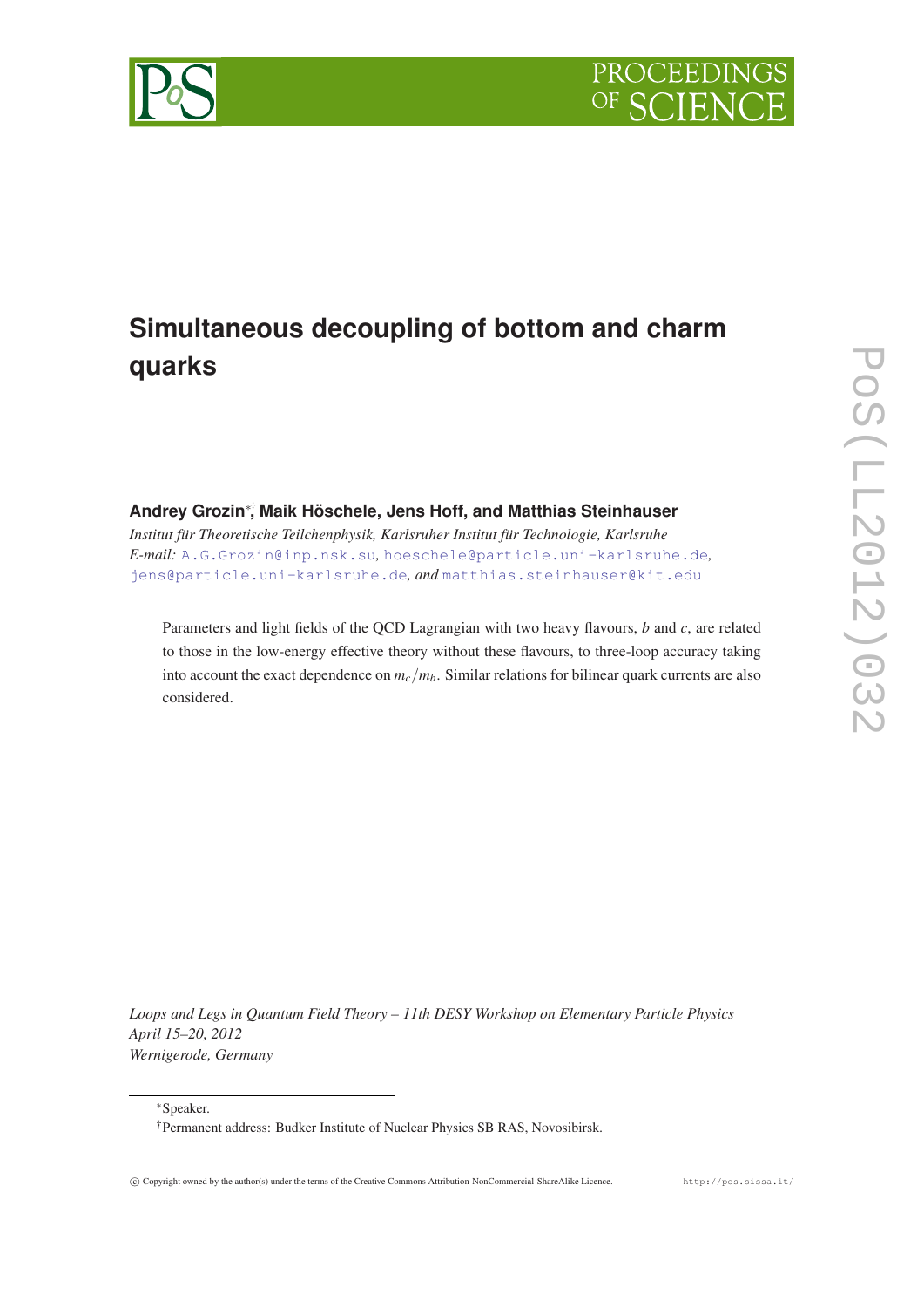# Simultaneous decoupling of bottom and charm quarks

**Andrey Grozin**[∗†], **Maik Höschele, Jens Hoff, and Matthias Steinhauser**

*Institut für Theoretische Teilchenphysik, Karlsruher Institut für Technologie, Karlsruhe*
*E-mail:* A.G.Grozin@inp.nsk.su, hoeschele@particle.uni-karlsruhe.de, jens@particle.uni-karlsruhe.de, *and* matthias.steinhauser@kit.edu

Parameters and light fields of the QCD Lagrangian with two heavy flavours, $b$ and $c$, are related to those in the low-energy effective theory without these flavours, to three-loop accuracy taking into account the exact dependence on $m_c/m_b$. Similar relations for bilinear quark currents are also considered.

*Loops and Legs in Quantum Field Theory – 11th DESY Workshop on Elementary Particle Physics*
*April 15–20, 2012*
*Wernigerode, Germany*

[∗]Speaker.
[†]Permanent address: Budker Institute of Nuclear Physics SB RAS, Novosibirsk.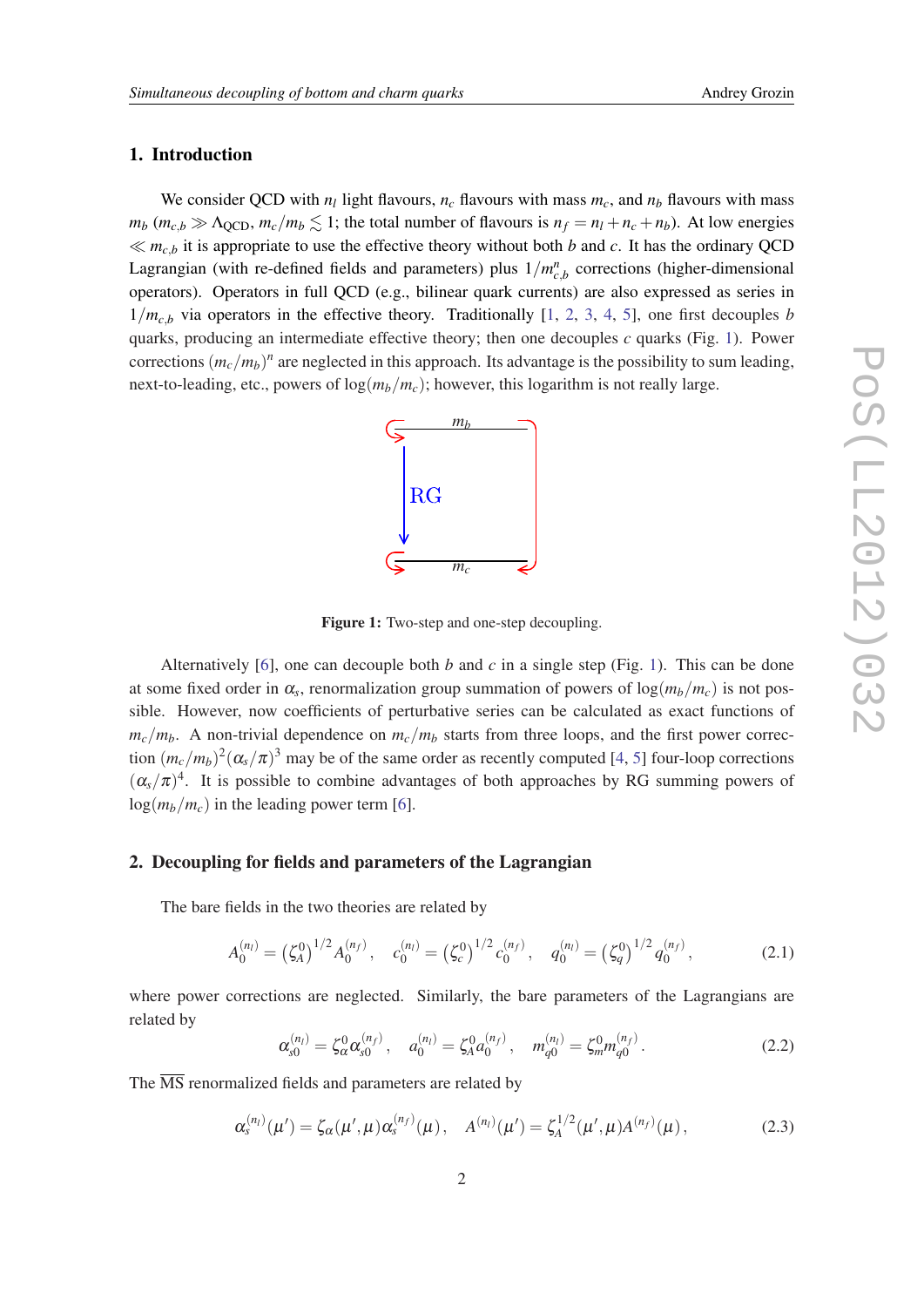## 1. Introduction

We consider QCD with $n_l$ light flavours, $n_c$ flavours with mass $m_c$, and $n_b$ flavours with mass $m_b$ ($m_{c,b} \gg \Lambda_{\text{QCD}}$, $m_c/m_b \lesssim 1$; the total number of flavours is $n_f = n_l + n_c + n_b$). At low energies $\ll m_{c,b}$ it is appropriate to use the effective theory without both $b$ and $c$. It has the ordinary QCD Lagrangian (with re-defined fields and parameters) plus $1/m_{c,b}^n$ corrections (higher-dimensional operators). Operators in full QCD (e.g., bilinear quark currents) are also expressed as series in $1/m_{c,b}$ via operators in the effective theory. Traditionally [1, 2, 3, 4, 5], one first decouples $b$ quarks, producing an intermediate effective theory; then one decouples $c$ quarks (Fig. 1). Power corrections $(m_c/m_b)^n$ are neglected in this approach. Its advantage is the possibility to sum leading, next-to-leading, etc., powers of $\log(m_b/m_c)$; however, this logarithm is not really large.

**Figure 1:** Two-step and one-step decoupling.

Alternatively [6], one can decouple both $b$ and $c$ in a single step (Fig. 1). This can be done at some fixed order in $\alpha_s$, renormalization group summation of powers of $\log(m_b/m_c)$ is not possible. However, now coefficients of perturbative series can be calculated as exact functions of $m_c/m_b$. A non-trivial dependence on $m_c/m_b$ starts from three loops, and the first power correction $(m_c/m_b)^2(\alpha_s/\pi)^3$ may be of the same order as recently computed [4, 5] four-loop corrections $(\alpha_s/\pi)^4$. It is possible to combine advantages of both approaches by RG summing powers of $\log(m_b/m_c)$ in the leading power term [6].

## 2. Decoupling for fields and parameters of the Lagrangian

The bare fields in the two theories are related by

$$A_0^{(n_l)} = \left(\zeta_A^0\right)^{1/2} A_0^{(n_f)}, \quad c_0^{(n_l)} = \left(\zeta_c^0\right)^{1/2} c_0^{(n_f)}, \quad q_0^{(n_l)} = \left(\zeta_q^0\right)^{1/2} q_0^{(n_f)}, \tag{2.1}$$

where power corrections are neglected. Similarly, the bare parameters of the Lagrangians are related by

$$\alpha_{s0}^{(n_l)} = \zeta_\alpha^0 \alpha_{s0}^{(n_f)}, \quad a_0^{(n_l)} = \zeta_A^0 a_0^{(n_f)}, \quad m_{q0}^{(n_l)} = \zeta_m^0 m_{q0}^{(n_f)}. \tag{2.2}$$

The $\overline{\text{MS}}$ renormalized fields and parameters are related by

$$\alpha_s^{(n_l)}(\mu') = \zeta_\alpha(\mu',\mu)\alpha_s^{(n_f)}(\mu), \quad A^{(n_l)}(\mu') = \zeta_A^{1/2}(\mu',\mu)A^{(n_f)}(\mu), \tag{2.3}$$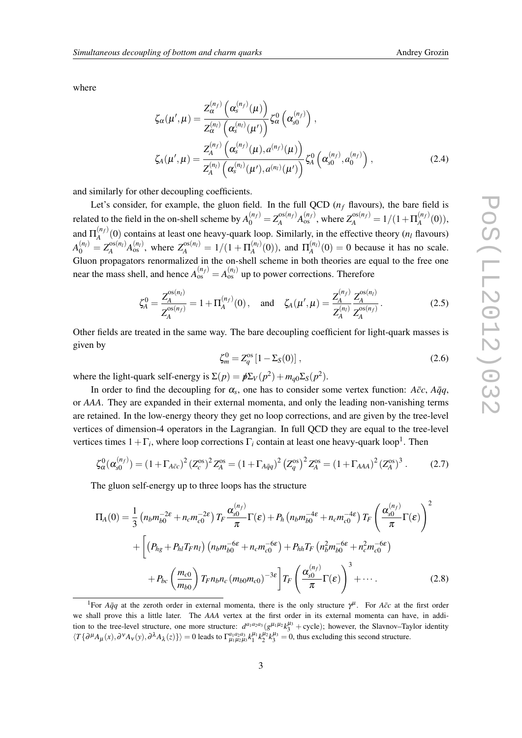where

$$
\begin{aligned}
\zeta_\alpha(\mu',\mu) &= \frac{Z_\alpha^{(n_f)}\left(\alpha_s^{(n_f)}(\mu)\right)}{Z_\alpha^{(n_l)}\left(\alpha_s^{(n_l)}(\mu')\right)} \zeta_\alpha^0\left(\alpha_{s0}^{(n_f)}\right), \\
\zeta_A(\mu',\mu) &= \frac{Z_A^{(n_f)}\left(\alpha_s^{(n_f)}(\mu), a^{(n_f)}(\mu)\right)}{Z_A^{(n_l)}\left(\alpha_s^{(n_l)}(\mu'), a^{(n_l)}(\mu')\right)} \zeta_A^0\left(\alpha_{s0}^{(n_f)}, a_0^{(n_f)}\right),
\end{aligned}
\tag{2.4}
$$

and similarly for other decoupling coefficients.

Let's consider, for example, the gluon field. In the full QCD ($n_f$ flavours), the bare field is related to the field in the on-shell scheme by $A_0^{(n_f)} = Z_A^{\mathrm{os}(n_f)} A_{\mathrm{os}}^{(n_f)}$, where $Z_A^{\mathrm{os}(n_f)} = 1/(1+\Pi_A^{(n_f)}(0))$, and $\Pi_A^{(n_f)}(0)$ contains at least one heavy-quark loop. Similarly, in the effective theory ($n_l$ flavours) $A_0^{(n_l)} = Z_A^{\mathrm{os}(n_l)} A_{\mathrm{os}}^{(n_l)}$, where $Z_A^{\mathrm{os}(n_l)} = 1/(1+\Pi_A^{(n_l)}(0))$, and $\Pi_A^{(n_l)}(0) = 0$ because it has no scale. Gluon propagators renormalized in the on-shell scheme in both theories are equal to the free one near the mass shell, and hence $A_{\mathrm{os}}^{(n_f)} = A_{\mathrm{os}}^{(n_l)}$ up to power corrections. Therefore

$$
\zeta_A^0 = \frac{Z_A^{\mathrm{os}(n_l)}}{Z_A^{\mathrm{os}(n_f)}} = 1 + \Pi_A^{(n_f)}(0), \quad \text{and} \quad \zeta_A(\mu',\mu) = \frac{Z_A^{(n_f)}}{Z_A^{(n_l)}} \frac{Z_A^{\mathrm{os}(n_l)}}{Z_A^{\mathrm{os}(n_f)}}.
\tag{2.5}
$$

Other fields are treated in the same way. The bare decoupling coefficient for light-quark masses is given by

$$
\zeta_m^0 = Z_q^{\mathrm{os}}\left[1 - \Sigma_S(0)\right],
\tag{2.6}
$$

where the light-quark self-energy is $\Sigma(p) = \not{p}\Sigma_V(p^2) + m_{q0}\Sigma_S(p^2)$.

In order to find the decoupling for $\alpha_s$, one has to consider some vertex function: $A\bar{c}c$, $A\bar{q}q$, or $AAA$. They are expanded in their external momenta, and only the leading non-vanishing terms are retained. In the low-energy theory they get no loop corrections, and are given by the tree-level vertices of dimension-4 operators in the Lagrangian. In full QCD they are equal to the tree-level vertices times $1+\Gamma_i$, where loop corrections $\Gamma_i$ contain at least one heavy-quark loop[1]. Then

$$
\zeta_\alpha^0(\alpha_{s0}^{(n_f)}) = (1+\Gamma_{A\bar{c}c})^2 (Z_c^{\mathrm{os}})^2 Z_A^{\mathrm{os}} = (1+\Gamma_{A\bar{q}q})^2 \left(Z_q^{\mathrm{os}}\right)^2 Z_A^{\mathrm{os}} = (1+\Gamma_{AAA})^2 (Z_A^{\mathrm{os}})^3.
\tag{2.7}
$$

The gluon self-energy up to three loops has the structure

$$
\begin{aligned}
\Pi_A(0) &= \frac{1}{3}\left(n_b m_{b0}^{-2\varepsilon} + n_c m_{c0}^{-2\varepsilon}\right) T_F \frac{\alpha_{s0}^{(n_f)}}{\pi}\Gamma(\varepsilon) + P_h\left(n_b m_{b0}^{-4\varepsilon} + n_c m_{c0}^{-4\varepsilon}\right) T_F \left(\frac{\alpha_{s0}^{(n_f)}}{\pi}\Gamma(\varepsilon)\right)^2 \\
&\quad + \Bigg[\left(P_{hg} + P_{hl} T_F n_l\right)\left(n_b m_{b0}^{-6\varepsilon} + n_c m_{c0}^{-6\varepsilon}\right) + P_{hh} T_F\left(n_b^2 m_{b0}^{-6\varepsilon} + n_c^2 m_{c0}^{-6\varepsilon}\right) \\
&\quad + P_{bc}\left(\frac{m_{c0}}{m_{b0}}\right) T_F n_b n_c \left(m_{b0} m_{c0}\right)^{-3\varepsilon}\Bigg] T_F \left(\frac{\alpha_{s0}^{(n_f)}}{\pi}\Gamma(\varepsilon)\right)^3 + \cdots.
\end{aligned}
\tag{2.8}
$$

[1] For $A\bar{q}q$ at the zeroth order in external momenta, there is the only structure $\gamma^\mu$. For $A\bar{c}c$ at the first order we shall prove this a little later. The $AAA$ vertex at the first order in its external momenta can have, in addition to the tree-level structure, one more structure: $d^{a_1a_2a_3}(g^{\mu_1\mu_2}k_3^{\mu_3} + \text{cycle})$; however, the Slavnov–Taylor identity $\langle T\{\partial^\mu A_\mu(x), \partial^\nu A_\nu(y), \partial^\lambda A_\lambda(z)\}\rangle = 0$ leads to $\Gamma^{a_1a_2a_3}_{\mu_1\mu_2\mu_3} k_1^{\mu_1} k_2^{\mu_2} k_3^{\mu_3} = 0$, thus excluding this second structure.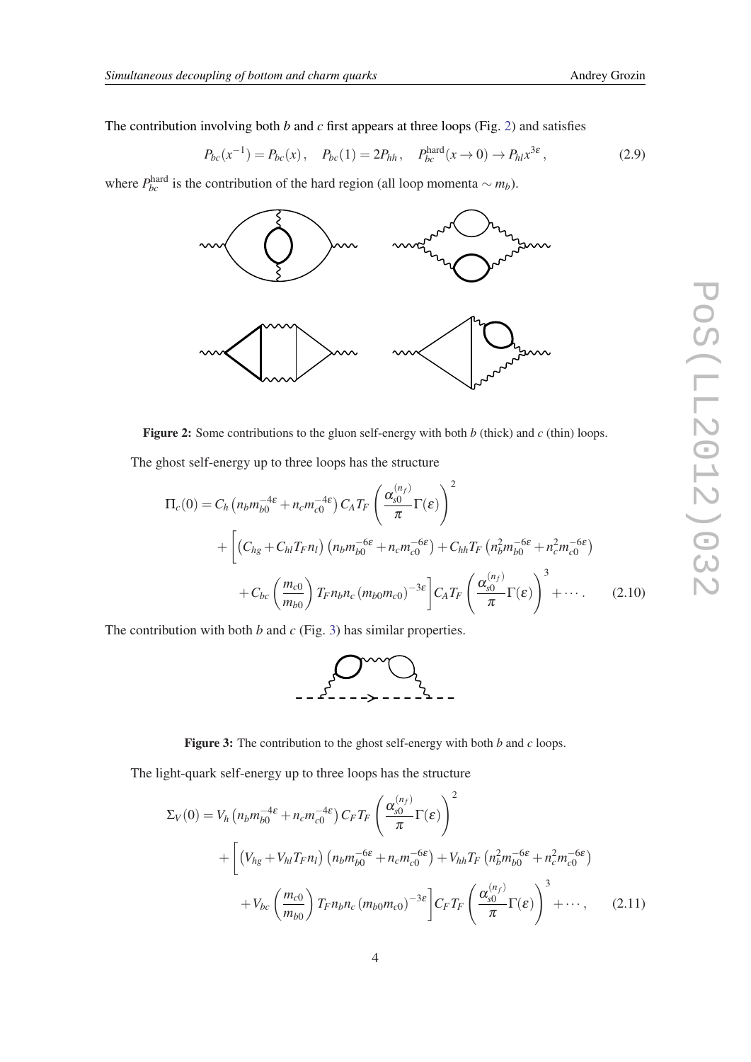The contribution involving both $b$ and $c$ first appears at three loops (Fig. 2) and satisfies

$$P_{bc}(x^{-1}) = P_{bc}(x)\,, \quad P_{bc}(1) = 2P_{hh}\,, \quad P_{bc}^{\text{hard}}(x \to 0) \to P_{hl} x^{3\varepsilon}\,, \tag{2.9}$$

where $P_{bc}^{\text{hard}}$ is the contribution of the hard region (all loop momenta $\sim m_b$).

**Figure 2:** Some contributions to the gluon self-energy with both $b$ (thick) and $c$ (thin) loops.

The ghost self-energy up to three loops has the structure

$$\begin{aligned}
\Pi_c(0) = {} & C_h \left(n_b m_{b0}^{-4\varepsilon} + n_c m_{c0}^{-4\varepsilon}\right) C_A T_F \left(\frac{\alpha_{s0}^{(n_f)}}{\pi}\Gamma(\varepsilon)\right)^2 \\
& + \left[\left(C_{hg} + C_{hl} T_F n_l\right)\left(n_b m_{b0}^{-6\varepsilon} + n_c m_{c0}^{-6\varepsilon}\right) + C_{hh} T_F \left(n_b^2 m_{b0}^{-6\varepsilon} + n_c^2 m_{c0}^{-6\varepsilon}\right)\right. \\
& \left. + C_{bc}\left(\frac{m_{c0}}{m_{b0}}\right) T_F n_b n_c \left(m_{b0} m_{c0}\right)^{-3\varepsilon}\right] C_A T_F \left(\frac{\alpha_{s0}^{(n_f)}}{\pi}\Gamma(\varepsilon)\right)^3 + \cdots\,.
\end{aligned} \tag{2.10}$$

The contribution with both $b$ and $c$ (Fig. 3) has similar properties.

**Figure 3:** The contribution to the ghost self-energy with both $b$ and $c$ loops.

The light-quark self-energy up to three loops has the structure

$$\begin{aligned}
\Sigma_V(0) = {} & V_h \left(n_b m_{b0}^{-4\varepsilon} + n_c m_{c0}^{-4\varepsilon}\right) C_F T_F \left(\frac{\alpha_{s0}^{(n_f)}}{\pi}\Gamma(\varepsilon)\right)^2 \\
& + \left[\left(V_{hg} + V_{hl} T_F n_l\right)\left(n_b m_{b0}^{-6\varepsilon} + n_c m_{c0}^{-6\varepsilon}\right) + V_{hh} T_F \left(n_b^2 m_{b0}^{-6\varepsilon} + n_c^2 m_{c0}^{-6\varepsilon}\right)\right. \\
& \left. + V_{bc}\left(\frac{m_{c0}}{m_{b0}}\right) T_F n_b n_c \left(m_{b0} m_{c0}\right)^{-3\varepsilon}\right] C_F T_F \left(\frac{\alpha_{s0}^{(n_f)}}{\pi}\Gamma(\varepsilon)\right)^3 + \cdots\,,
\end{aligned} \tag{2.11}$$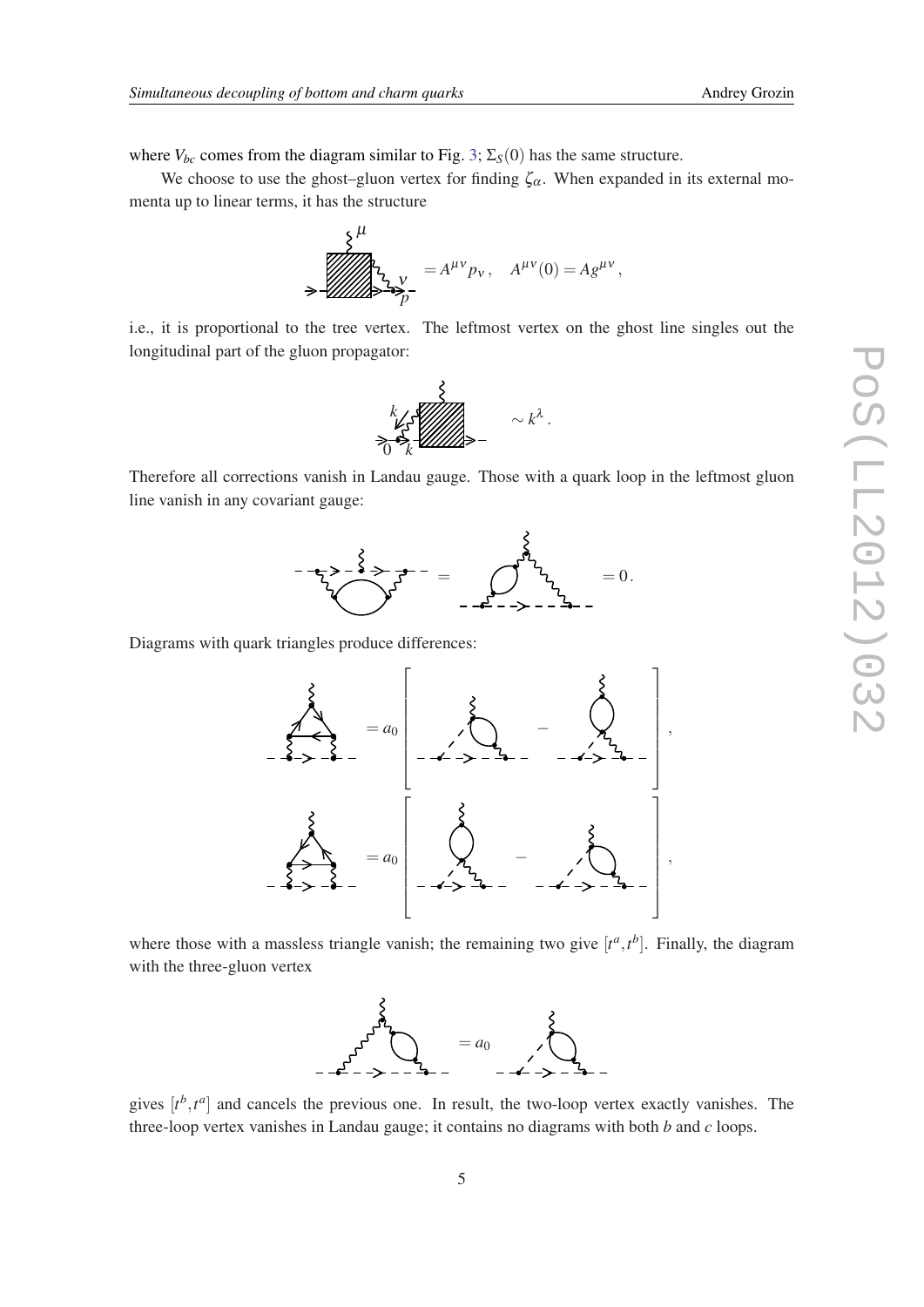where $V_{bc}$ comes from the diagram similar to Fig. 3; $\Sigma_S(0)$ has the same structure.

We choose to use the ghost–gluon vertex for finding $\zeta_\alpha$. When expanded in its external momenta up to linear terms, it has the structure

$$= A^{\mu\nu} p_\nu\,, \quad A^{\mu\nu}(0) = A g^{\mu\nu}\,,$$

i.e., it is proportional to the tree vertex. The leftmost vertex on the ghost line singles out the longitudinal part of the gluon propagator:

$$\sim k^\lambda\,.$$

Therefore all corrections vanish in Landau gauge. Those with a quark loop in the leftmost gluon line vanish in any covariant gauge:

$$= \quad = 0\,.$$

Diagrams with quark triangles produce differences:

$$= a_0 \left[ \quad - \quad \right],$$

$$= a_0 \left[ \quad - \quad \right],$$

where those with a massless triangle vanish; the remaining two give $[t^a, t^b]$. Finally, the diagram with the three-gluon vertex

$$= a_0$$

gives $[t^b, t^a]$ and cancels the previous one. In result, the two-loop vertex exactly vanishes. The three-loop vertex vanishes in Landau gauge; it contains no diagrams with both $b$ and $c$ loops.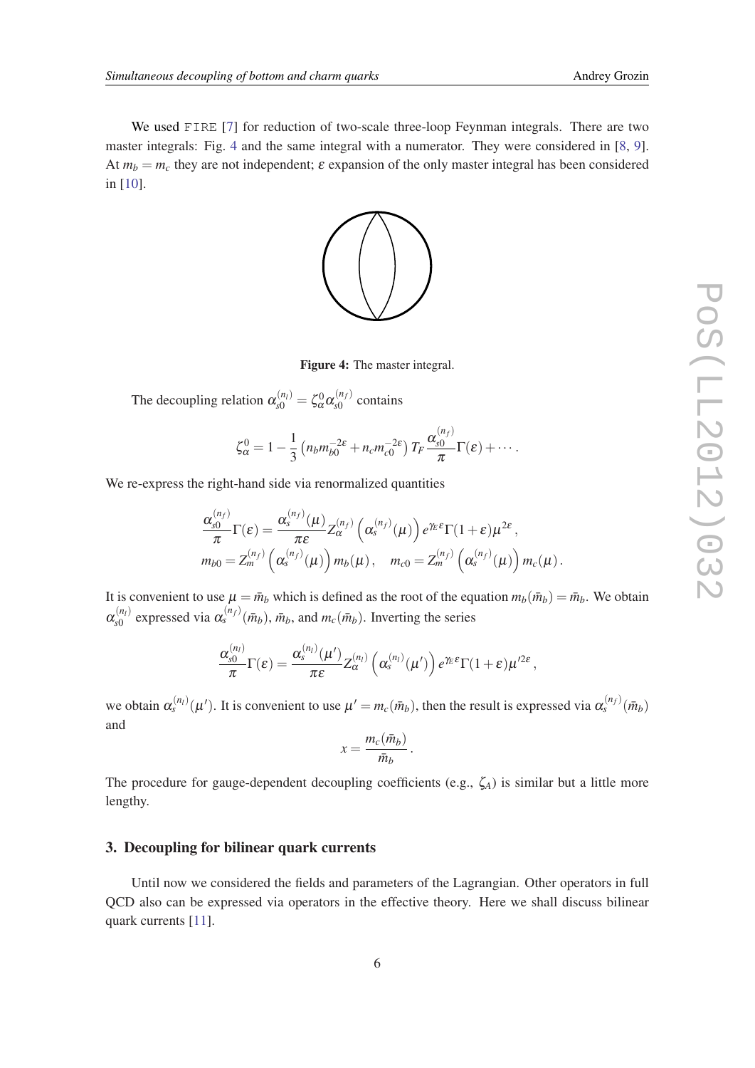We used FIRE [7] for reduction of two-scale three-loop Feynman integrals. There are two master integrals: Fig. 4 and the same integral with a numerator. They were considered in [8, 9]. At $m_b = m_c$ they are not independent; $\varepsilon$ expansion of the only master integral has been considered in [10].

**Figure 4:** The master integral.

The decoupling relation $\alpha_{s0}^{(n_l)} = \zeta_\alpha^0 \alpha_{s0}^{(n_f)}$ contains

$$\zeta_\alpha^0 = 1 - \frac{1}{3}\left(n_b m_{b0}^{-2\varepsilon} + n_c m_{c0}^{-2\varepsilon}\right) T_F \frac{\alpha_{s0}^{(n_f)}}{\pi}\Gamma(\varepsilon) + \cdots .$$

We re-express the right-hand side via renormalized quantities

$$\begin{aligned}
&\frac{\alpha_{s0}^{(n_f)}}{\pi}\Gamma(\varepsilon) = \frac{\alpha_s^{(n_f)}(\mu)}{\pi\varepsilon} Z_\alpha^{(n_f)}\left(\alpha_s^{(n_f)}(\mu)\right) e^{\gamma_E \varepsilon}\Gamma(1+\varepsilon)\mu^{2\varepsilon}\,,\\
&m_{b0} = Z_m^{(n_f)}\left(\alpha_s^{(n_f)}(\mu)\right) m_b(\mu)\,, \quad m_{c0} = Z_m^{(n_f)}\left(\alpha_s^{(n_f)}(\mu)\right) m_c(\mu)\,.
\end{aligned}$$

It is convenient to use $\mu = \bar{m}_b$ which is defined as the root of the equation $m_b(\bar{m}_b) = \bar{m}_b$. We obtain $\alpha_{s0}^{(n_l)}$ expressed via $\alpha_s^{(n_f)}(\bar{m}_b)$, $\bar{m}_b$, and $m_c(\bar{m}_b)$. Inverting the series

$$\frac{\alpha_{s0}^{(n_l)}}{\pi}\Gamma(\varepsilon) = \frac{\alpha_s^{(n_l)}(\mu')}{\pi\varepsilon} Z_\alpha^{(n_l)}\left(\alpha_s^{(n_l)}(\mu')\right) e^{\gamma_E \varepsilon}\Gamma(1+\varepsilon)\mu'^{2\varepsilon}\,,$$

we obtain $\alpha_s^{(n_l)}(\mu')$. It is convenient to use $\mu' = m_c(\bar{m}_b)$, then the result is expressed via $\alpha_s^{(n_f)}(\bar{m}_b)$ and

$$x = \frac{m_c(\bar{m}_b)}{\bar{m}_b}\,.$$

The procedure for gauge-dependent decoupling coefficients (e.g., $\zeta_A$) is similar but a little more lengthy.

## 3. Decoupling for bilinear quark currents

Until now we considered the fields and parameters of the Lagrangian. Other operators in full QCD also can be expressed via operators in the effective theory. Here we shall discuss bilinear quark currents [11].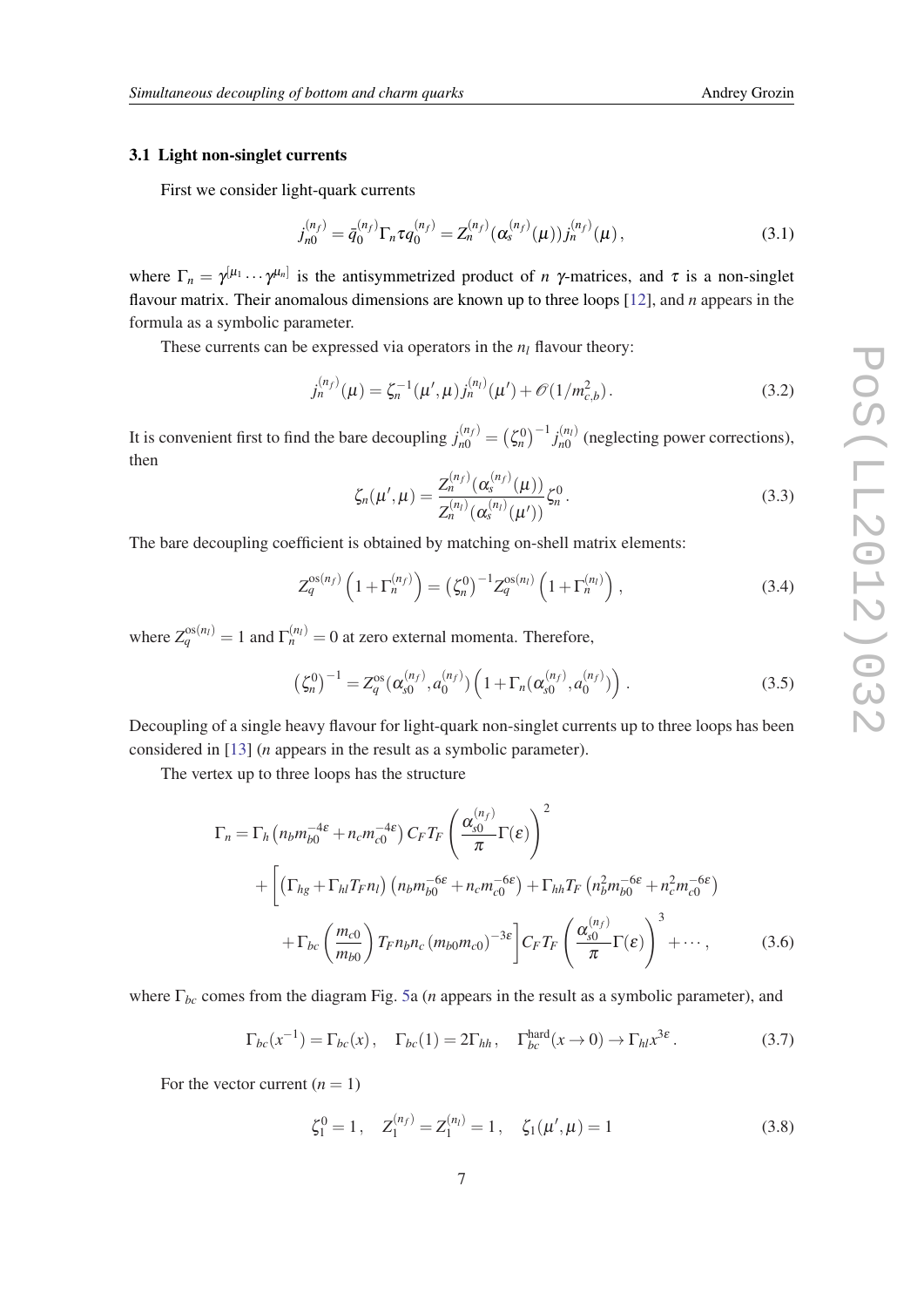### 3.1 Light non-singlet currents

First we consider light-quark currents

$$j_{n0}^{(n_f)} = \bar{q}_0^{(n_f)} \Gamma_n \tau q_0^{(n_f)} = Z_n^{(n_f)}(\alpha_s^{(n_f)}(\mu)) j_n^{(n_f)}(\mu) \,, \tag{3.1}$$

where $\Gamma_n = \gamma^{[\mu_1} \cdots \gamma^{\mu_n]}$ is the antisymmetrized product of $n$ $\gamma$-matrices, and $\tau$ is a non-singlet flavour matrix. Their anomalous dimensions are known up to three loops [12], and $n$ appears in the formula as a symbolic parameter.

These currents can be expressed via operators in the $n_l$ flavour theory:

$$j_n^{(n_f)}(\mu) = \zeta_n^{-1}(\mu', \mu) j_n^{(n_l)}(\mu') + \mathcal{O}(1/m_{c,b}^2) \,. \tag{3.2}$$

It is convenient first to find the bare decoupling $j_{n0}^{(n_f)} = \left(\zeta_n^0\right)^{-1} j_{n0}^{(n_l)}$ (neglecting power corrections), then

$$\zeta_n(\mu', \mu) = \frac{Z_n^{(n_f)}(\alpha_s^{(n_f)}(\mu))}{Z_n^{(n_l)}(\alpha_s^{(n_l)}(\mu'))} \zeta_n^0 \,. \tag{3.3}$$

The bare decoupling coefficient is obtained by matching on-shell matrix elements:

$$Z_q^{\mathrm{os}(n_f)} \left(1 + \Gamma_n^{(n_f)}\right) = \left(\zeta_n^0\right)^{-1} Z_q^{\mathrm{os}(n_l)} \left(1 + \Gamma_n^{(n_l)}\right) , \tag{3.4}$$

where $Z_q^{\mathrm{os}(n_l)} = 1$ and $\Gamma_n^{(n_l)} = 0$ at zero external momenta. Therefore,

$$\left(\zeta_n^0\right)^{-1} = Z_q^{\mathrm{os}}(\alpha_{s0}^{(n_f)}, a_0^{(n_f)}) \left(1 + \Gamma_n(\alpha_{s0}^{(n_f)}, a_0^{(n_f)})\right) . \tag{3.5}$$

Decoupling of a single heavy flavour for light-quark non-singlet currents up to three loops has been considered in [13] ($n$ appears in the result as a symbolic parameter).

The vertex up to three loops has the structure

$$\begin{aligned}
\Gamma_n = {} & \Gamma_h \left(n_b m_{b0}^{-4\varepsilon} + n_c m_{c0}^{-4\varepsilon}\right) C_F T_F \left(\frac{\alpha_{s0}^{(n_f)}}{\pi} \Gamma(\varepsilon)\right)^2 \\
& + \Biggl[\left(\Gamma_{hg} + \Gamma_{hl} T_F n_l\right) \left(n_b m_{b0}^{-6\varepsilon} + n_c m_{c0}^{-6\varepsilon}\right) + \Gamma_{hh} T_F \left(n_b^2 m_{b0}^{-6\varepsilon} + n_c^2 m_{c0}^{-6\varepsilon}\right) \\
& + \Gamma_{bc}\left(\frac{m_{c0}}{m_{b0}}\right) T_F n_b n_c \left(m_{b0} m_{c0}\right)^{-3\varepsilon}\Biggr] C_F T_F \left(\frac{\alpha_{s0}^{(n_f)}}{\pi} \Gamma(\varepsilon)\right)^3 + \cdots ,
\end{aligned} \tag{3.6}$$

where $\Gamma_{bc}$ comes from the diagram Fig. 5a ($n$ appears in the result as a symbolic parameter), and

$$\Gamma_{bc}(x^{-1}) = \Gamma_{bc}(x) \,, \quad \Gamma_{bc}(1) = 2\Gamma_{hh} \,, \quad \Gamma_{bc}^{\mathrm{hard}}(x \to 0) \to \Gamma_{hl} x^{3\varepsilon} \,. \tag{3.7}$$

For the vector current ($n = 1$)

$$\zeta_1^0 = 1 \,, \quad Z_1^{(n_f)} = Z_1^{(n_l)} = 1 \,, \quad \zeta_1(\mu', \mu) = 1 \tag{3.8}$$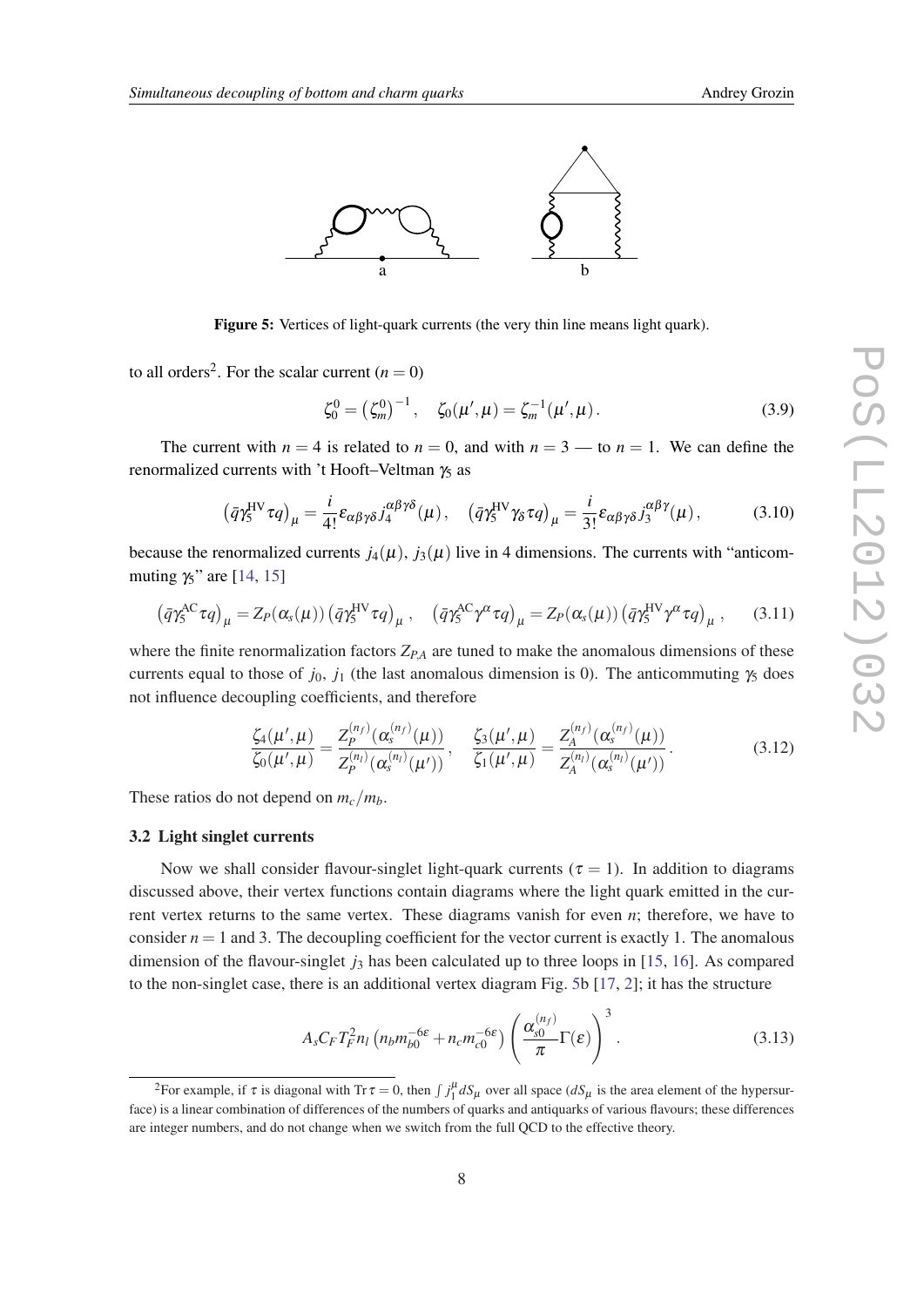**Figure 5:** Vertices of light-quark currents (the very thin line means light quark).

to all orders[2]. For the scalar current ($n=0$)

$$\zeta_0^0 = \left(\zeta_m^0\right)^{-1}, \quad \zeta_0(\mu',\mu) = \zeta_m^{-1}(\mu',\mu)\,. \tag{3.9}$$

The current with $n=4$ is related to $n=0$, and with $n=3$ — to $n=1$. We can define the renormalized currents with 't Hooft–Veltman $\gamma_5$ as

$$\left(\bar{q}\gamma_5^{\text{HV}}\tau q\right)_\mu = \frac{i}{4!}\varepsilon_{\alpha\beta\gamma\delta}\, j_4^{\alpha\beta\gamma\delta}(\mu)\,, \quad \left(\bar{q}\gamma_5^{\text{HV}}\gamma_\delta\tau q\right)_\mu = \frac{i}{3!}\varepsilon_{\alpha\beta\gamma\delta}\, j_3^{\alpha\beta\gamma}(\mu)\,, \tag{3.10}$$

because the renormalized currents $j_4(\mu)$, $j_3(\mu)$ live in 4 dimensions. The currents with "anticommuting $\gamma_5$" are [14, 15]

$$\left(\bar{q}\gamma_5^{\text{AC}}\tau q\right)_\mu = Z_P(\alpha_s(\mu))\left(\bar{q}\gamma_5^{\text{HV}}\tau q\right)_\mu\,, \quad \left(\bar{q}\gamma_5^{\text{AC}}\gamma^\alpha\tau q\right)_\mu = Z_P(\alpha_s(\mu))\left(\bar{q}\gamma_5^{\text{HV}}\gamma^\alpha\tau q\right)_\mu\,, \tag{3.11}$$

where the finite renormalization factors $Z_{P,A}$ are tuned to make the anomalous dimensions of these currents equal to those of $j_0$, $j_1$ (the last anomalous dimension is 0). The anticommuting $\gamma_5$ does not influence decoupling coefficients, and therefore

$$\frac{\zeta_4(\mu',\mu)}{\zeta_0(\mu',\mu)} = \frac{Z_P^{(n_f)}(\alpha_s^{(n_f)}(\mu))}{Z_P^{(n_l)}(\alpha_s^{(n_l)}(\mu'))}\,, \quad \frac{\zeta_3(\mu',\mu)}{\zeta_1(\mu',\mu)} = \frac{Z_A^{(n_f)}(\alpha_s^{(n_f)}(\mu))}{Z_A^{(n_l)}(\alpha_s^{(n_l)}(\mu'))}\,. \tag{3.12}$$

These ratios do not depend on $m_c/m_b$.

### 3.2 Light singlet currents

Now we shall consider flavour-singlet light-quark currents ($\tau=1$). In addition to diagrams discussed above, their vertex functions contain diagrams where the light quark emitted in the current vertex returns to the same vertex. These diagrams vanish for even $n$; therefore, we have to consider $n=1$ and 3. The decoupling coefficient for the vector current is exactly 1. The anomalous dimension of the flavour-singlet $j_3$ has been calculated up to three loops in [15, 16]. As compared to the non-singlet case, there is an additional vertex diagram Fig. 5b [17, 2]; it has the structure

$$A_s C_F T_F^2 n_l \left(n_b m_{b0}^{-6\varepsilon} + n_c m_{c0}^{-6\varepsilon}\right)\left(\frac{\alpha_{s0}^{(n_f)}}{\pi}\Gamma(\varepsilon)\right)^3\,. \tag{3.13}$$

[2] For example, if $\tau$ is diagonal with $\operatorname{Tr}\tau = 0$, then $\int j_1^\mu dS_\mu$ over all space ($dS_\mu$ is the area element of the hypersurface) is a linear combination of differences of the numbers of quarks and antiquarks of various flavours; these differences are integer numbers, and do not change when we switch from the full QCD to the effective theory.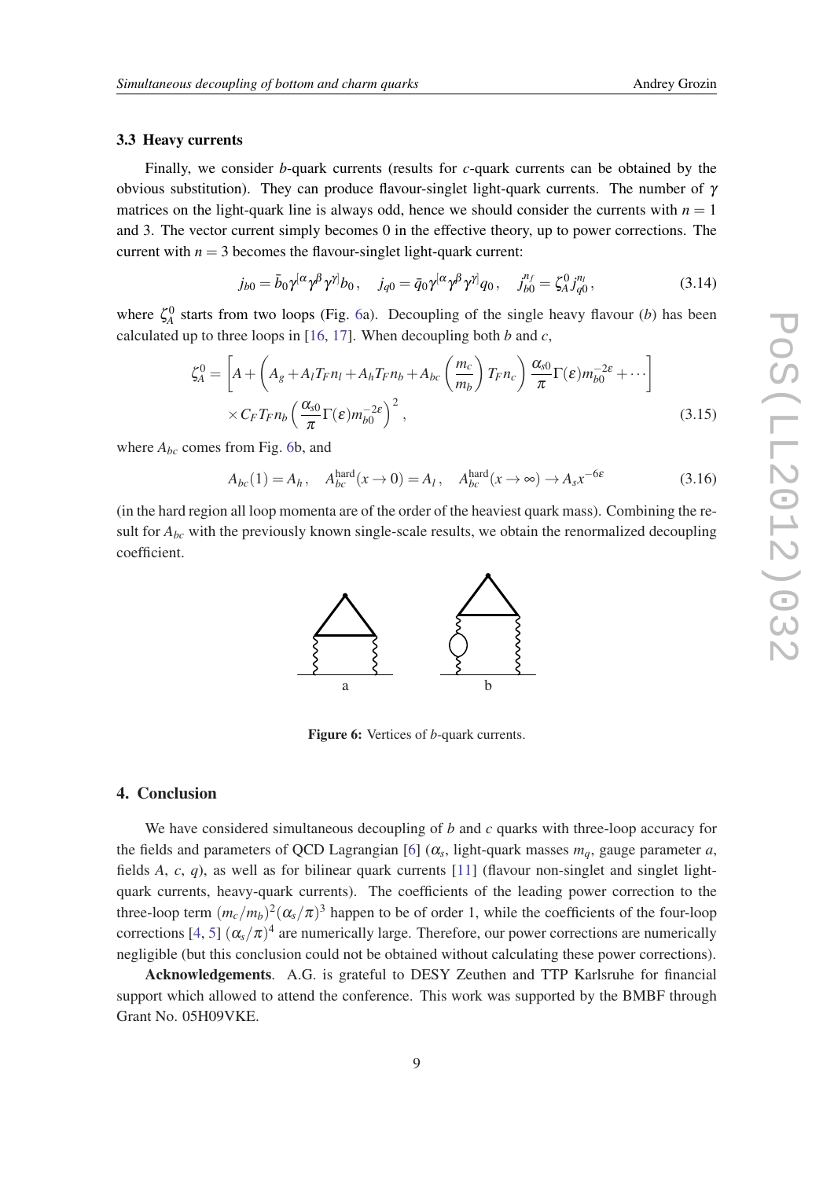### 3.3 Heavy currents

Finally, we consider $b$-quark currents (results for $c$-quark currents can be obtained by the obvious substitution). They can produce flavour-singlet light-quark currents. The number of $\gamma$ matrices on the light-quark line is always odd, hence we should consider the currents with $n = 1$ and 3. The vector current simply becomes 0 in the effective theory, up to power corrections. The current with $n = 3$ becomes the flavour-singlet light-quark current:

$$j_{b0} = \bar{b}_0 \gamma^{[\alpha} \gamma^\beta \gamma^{\gamma]} b_0 \,, \quad j_{q0} = \bar{q}_0 \gamma^{[\alpha} \gamma^\beta \gamma^{\gamma]} q_0 \,, \quad j_{b0}^{n_f} = \zeta_A^0 j_{q0}^{n_l} \,, \tag{3.14}$$

where $\zeta_A^0$ starts from two loops (Fig. 6a). Decoupling of the single heavy flavour ($b$) has been calculated up to three loops in [16, 17]. When decoupling both $b$ and $c$,

$$\begin{aligned}
\zeta_A^0 = {} & \left[ A + \left( A_g + A_l T_F n_l + A_h T_F n_b + A_{bc} \left( \frac{m_c}{m_b} \right) T_F n_c \right) \frac{\alpha_{s0}}{\pi} \Gamma(\varepsilon) m_{b0}^{-2\varepsilon} + \cdots \right] \\
& \times C_F T_F n_b \left( \frac{\alpha_{s0}}{\pi} \Gamma(\varepsilon) m_{b0}^{-2\varepsilon} \right)^2 ,
\end{aligned} \tag{3.15}$$

where $A_{bc}$ comes from Fig. 6b, and

$$A_{bc}(1) = A_h \,, \quad A_{bc}^{\text{hard}}(x \to 0) = A_l \,, \quad A_{bc}^{\text{hard}}(x \to \infty) \to A_s x^{-6\varepsilon} \tag{3.16}$$

(in the hard region all loop momenta are of the order of the heaviest quark mass). Combining the result for $A_{bc}$ with the previously known single-scale results, we obtain the renormalized decoupling coefficient.

**Figure 6:** Vertices of $b$-quark currents.

## 4. Conclusion

We have considered simultaneous decoupling of $b$ and $c$ quarks with three-loop accuracy for the fields and parameters of QCD Lagrangian [6] ($\alpha_s$, light-quark masses $m_q$, gauge parameter $a$, fields $A$, $c$, $q$), as well as for bilinear quark currents [11] (flavour non-singlet and singlet light-quark currents, heavy-quark currents). The coefficients of the leading power correction to the three-loop term $(m_c/m_b)^2(\alpha_s/\pi)^3$ happen to be of order 1, while the coefficients of the four-loop corrections [4, 5] $(\alpha_s/\pi)^4$ are numerically large. Therefore, our power corrections are numerically negligible (but this conclusion could not be obtained without calculating these power corrections).

**Acknowledgements**. A.G. is grateful to DESY Zeuthen and TTP Karlsruhe for financial support which allowed to attend the conference. This work was supported by the BMBF through Grant No. 05H09VKE.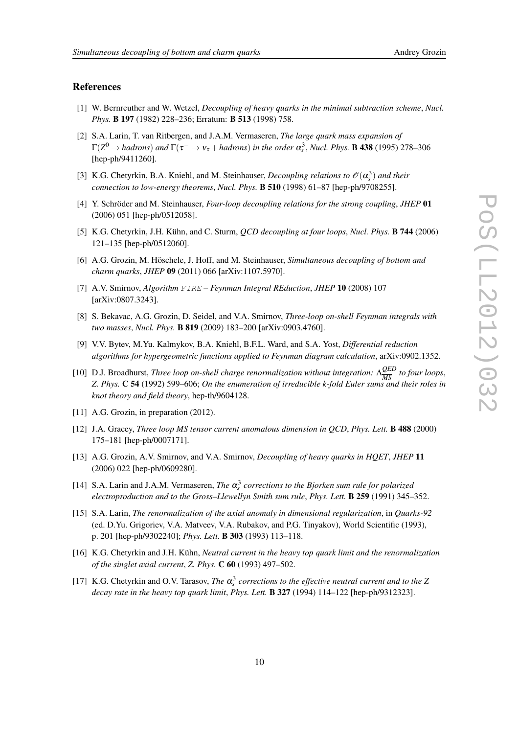## References

[1] W. Bernreuther and W. Wetzel, *Decoupling of heavy quarks in the minimal subtraction scheme*, *Nucl. Phys.* **B 197** (1982) 228–236; Erratum: **B 513** (1998) 758.

[2] S.A. Larin, T. van Ritbergen, and J.A.M. Vermaseren, *The large quark mass expansion of* $\Gamma(Z^0 \to hadrons)$ *and* $\Gamma(\tau^- \to \nu_\tau + hadrons)$ *in the order* $\alpha_s^3$, *Nucl. Phys.* **B 438** (1995) 278–306 [hep-ph/9411260].

[3] K.G. Chetyrkin, B.A. Kniehl, and M. Steinhauser, *Decoupling relations to* $\mathcal{O}(\alpha_s^3)$ *and their connection to low-energy theorems*, *Nucl. Phys.* **B 510** (1998) 61–87 [hep-ph/9708255].

[4] Y. Schröder and M. Steinhauser, *Four-loop decoupling relations for the strong coupling*, *JHEP* **01** (2006) 051 [hep-ph/0512058].

[5] K.G. Chetyrkin, J.H. Kühn, and C. Sturm, *QCD decoupling at four loops*, *Nucl. Phys.* **B 744** (2006) 121–135 [hep-ph/0512060].

[6] A.G. Grozin, M. Höschele, J. Hoff, and M. Steinhauser, *Simultaneous decoupling of bottom and charm quarks*, *JHEP* **09** (2011) 066 [arXiv:1107.5970].

[7] A.V. Smirnov, *Algorithm* `FIRE` *– Feynman Integral REduction*, *JHEP* **10** (2008) 107 [arXiv:0807.3243].

[8] S. Bekavac, A.G. Grozin, D. Seidel, and V.A. Smirnov, *Three-loop on-shell Feynman integrals with two masses*, *Nucl. Phys.* **B 819** (2009) 183–200 [arXiv:0903.4760].

[9] V.V. Bytev, M.Yu. Kalmykov, B.A. Kniehl, B.F.L. Ward, and S.A. Yost, *Differential reduction algorithms for hypergeometric functions applied to Feynman diagram calculation*, arXiv:0902.1352.

[10] D.J. Broadhurst, *Three loop on-shell charge renormalization without integration:* $\Lambda_{\overline{MS}}^{QED}$ *to four loops*, *Z. Phys.* **C 54** (1992) 599–606; *On the enumeration of irreducible k-fold Euler sums and their roles in knot theory and field theory*, hep-th/9604128.

[11] A.G. Grozin, in preparation (2012).

[12] J.A. Gracey, *Three loop* $\overline{MS}$ *tensor current anomalous dimension in QCD*, *Phys. Lett.* **B 488** (2000) 175–181 [hep-ph/0007171].

[13] A.G. Grozin, A.V. Smirnov, and V.A. Smirnov, *Decoupling of heavy quarks in HQET*, *JHEP* **11** (2006) 022 [hep-ph/0609280].

[14] S.A. Larin and J.A.M. Vermaseren, *The* $\alpha_s^3$ *corrections to the Bjorken sum rule for polarized electroproduction and to the Gross–Llewellyn Smith sum rule*, *Phys. Lett.* **B 259** (1991) 345–352.

[15] S.A. Larin, *The renormalization of the axial anomaly in dimensional regularization*, in *Quarks-92* (ed. D.Yu. Grigoriev, V.A. Matveev, V.A. Rubakov, and P.G. Tinyakov), World Scientific (1993), p. 201 [hep-ph/9302240]; *Phys. Lett.* **B 303** (1993) 113–118.

[16] K.G. Chetyrkin and J.H. Kühn, *Neutral current in the heavy top quark limit and the renormalization of the singlet axial current*, *Z. Phys.* **C 60** (1993) 497–502.

[17] K.G. Chetyrkin and O.V. Tarasov, *The* $\alpha_s^3$ *corrections to the effective neutral current and to the Z decay rate in the heavy top quark limit*, *Phys. Lett.* **B 327** (1994) 114–122 [hep-ph/9312323].